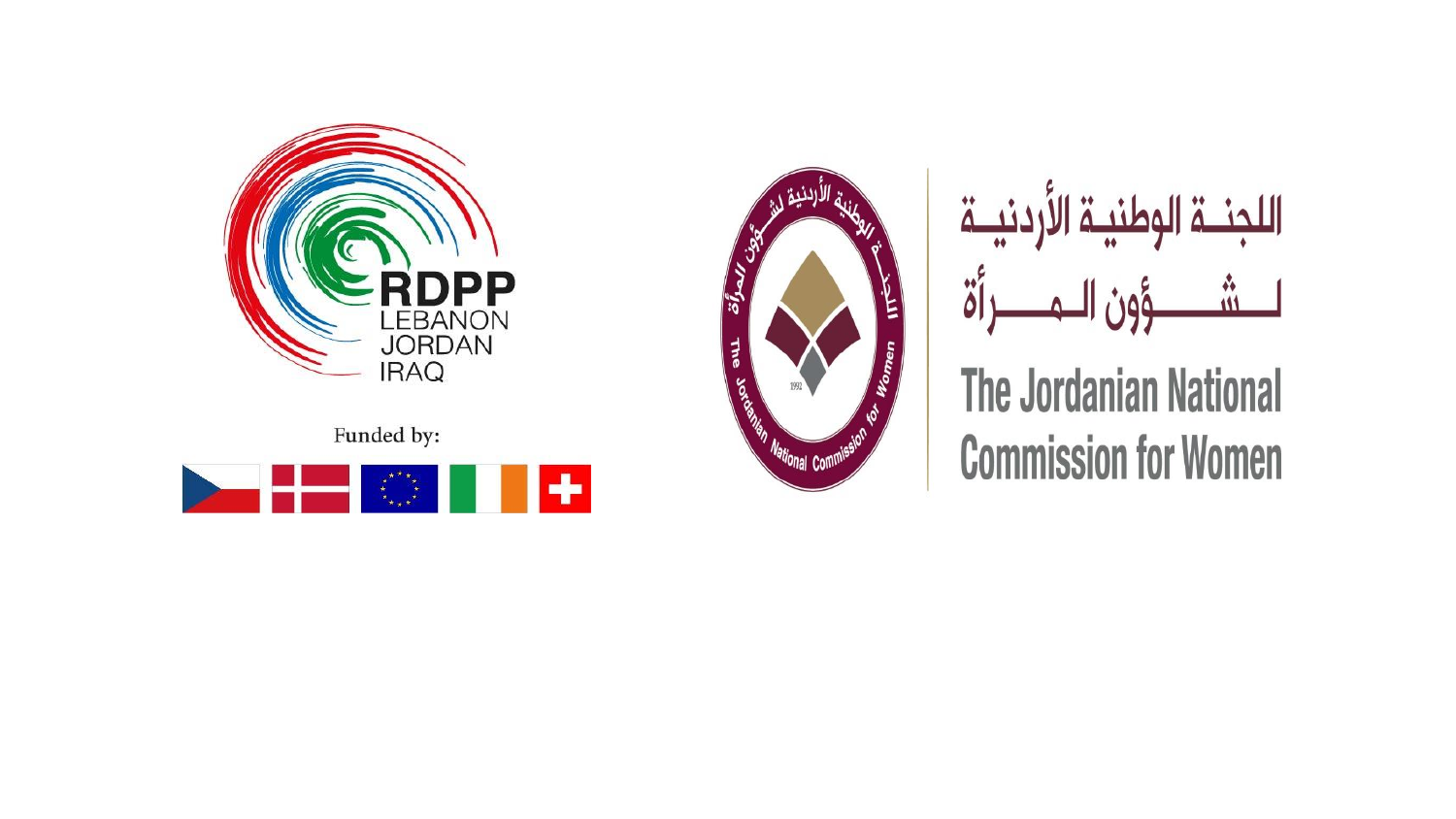RDPP
LEBANON
JORDAN
IRAQ

Funded by:

اللجنة الوطنية الأردنية لشؤون المرأة

The Jordanian National Commission for Women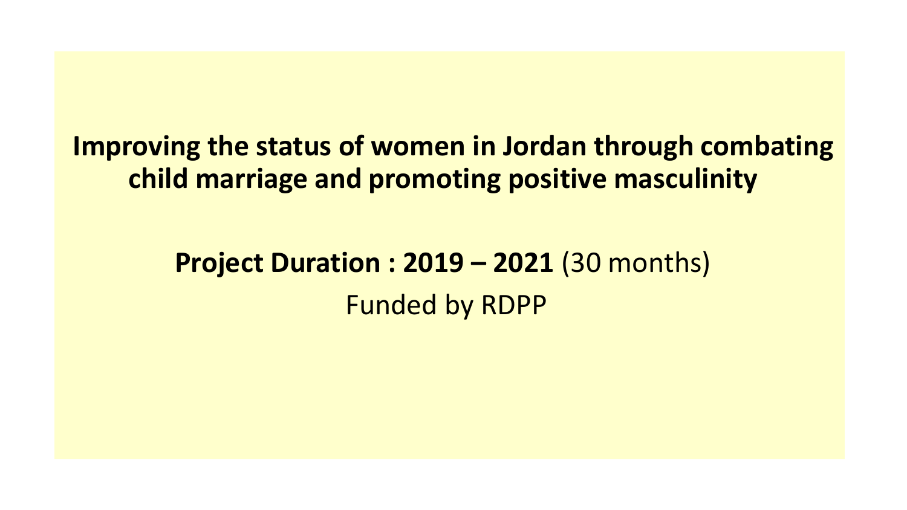# Improving the status of women in Jordan through combating child marriage and promoting positive masculinity

**Project Duration : 2019 – 2021** (30 months)

Funded by RDPP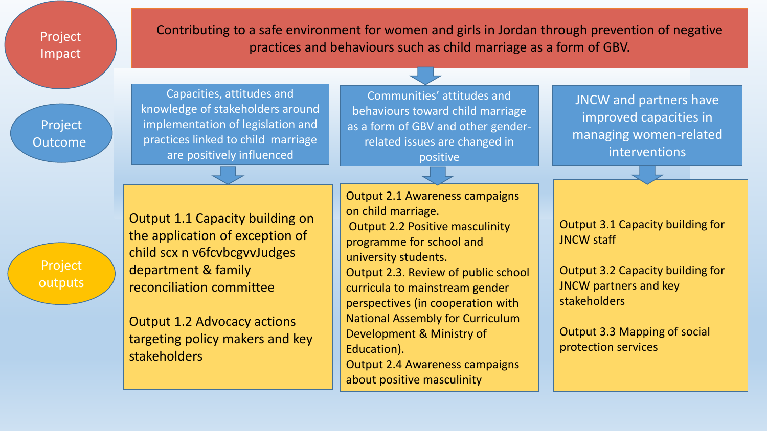## Project Impact

Contributing to a safe environment for women and girls in Jordan through prevention of negative practices and behaviours such as child marriage as a form of GBV.

## Project Outcome

1. Capacities, attitudes and knowledge of stakeholders around implementation of legislation and practices linked to child marriage are positively influenced
2. Communities' attitudes and behaviours toward child marriage as a form of GBV and other gender-related issues are changed in positive
3. JNCW and partners have improved capacities in managing women-related interventions

## Project outputs

**Outcome 1:**

- Output 1.1 Capacity building on the application of exception of child scx n v6fcvbcgvvJudges department & family reconciliation committee
- Output 1.2 Advocacy actions targeting policy makers and key stakeholders

**Outcome 2:**

- Output 2.1 Awareness campaigns on child marriage.
- Output 2.2 Positive masculinity programme for school and university students.
- Output 2.3. Review of public school curricula to mainstream gender perspectives (in cooperation with National Assembly for Curriculum Development & Ministry of Education).
- Output 2.4 Awareness campaigns about positive masculinity

**Outcome 3:**

- Output 3.1 Capacity building for JNCW staff
- Output 3.2 Capacity building for JNCW partners and key stakeholders
- Output 3.3 Mapping of social protection services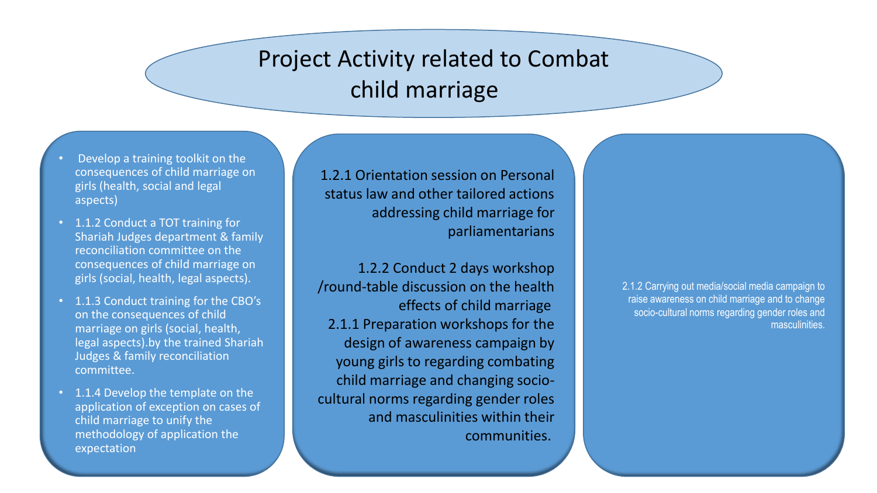# Project Activity related to Combat child marriage

- Develop a training toolkit on the consequences of child marriage on girls (health, social and legal aspects)
- 1.1.2 Conduct a TOT training for Shariah Judges department & family reconciliation committee on the consequences of child marriage on girls (social, health, legal aspects).
- 1.1.3 Conduct training for the CBO's on the consequences of child marriage on girls (social, health, legal aspects).by the trained Shariah Judges & family reconciliation committee.
- 1.1.4 Develop the template on the application of exception on cases of child marriage to unify the methodology of application the expectation

1.2.1 Orientation session on Personal status law and other tailored actions addressing child marriage for parliamentarians

1.2.2 Conduct 2 days workshop /round-table discussion on the health effects of child marriage

2.1.1 Preparation workshops for the design of awareness campaign by young girls to regarding combating child marriage and changing socio-cultural norms regarding gender roles and masculinities within their communities.

2.1.2 Carrying out media/social media campaign to raise awareness on child marriage and to change socio-cultural norms regarding gender roles and masculinities.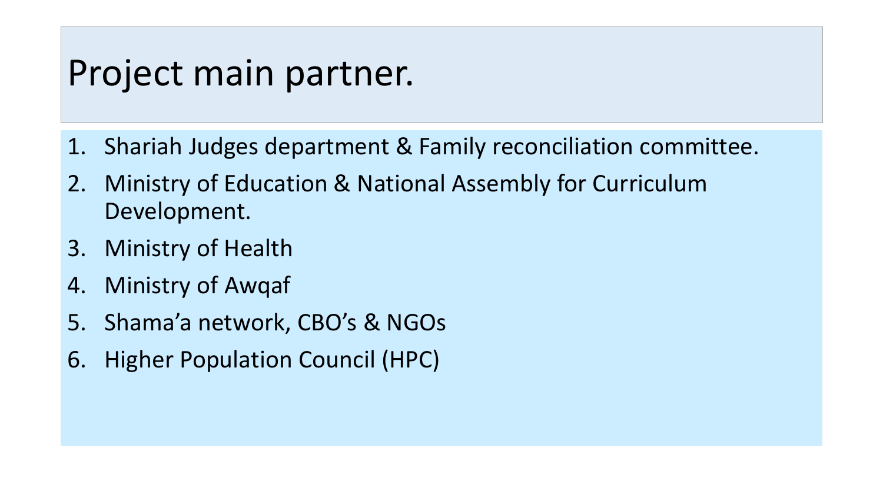# Project main partner.

1. Shariah Judges department & Family reconciliation committee.
2. Ministry of Education & National Assembly for Curriculum Development.
3. Ministry of Health
4. Ministry of Awqaf
5. Shama'a network, CBO's & NGOs
6. Higher Population Council (HPC)